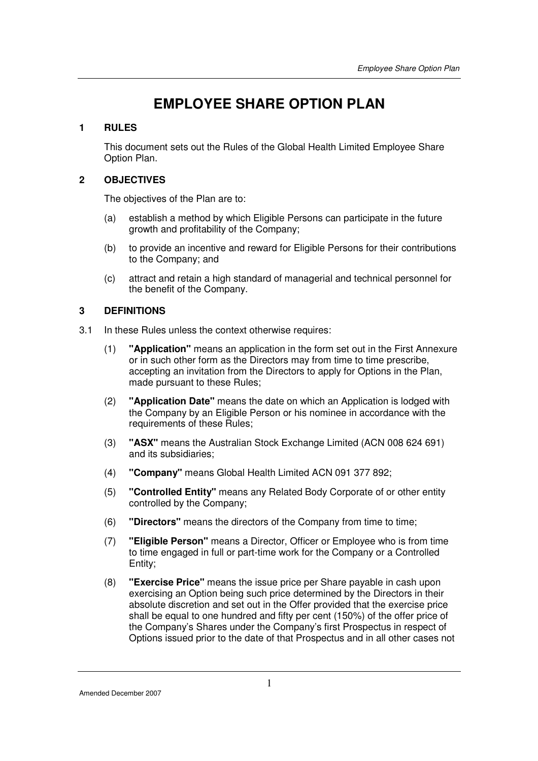# EMPLOYEE SHARE OPTION PLAN

## 1 RULES

This document sets out the Rules of the Global Health Limited Employee Share Option Plan.

## 2 OBJECTIVES

The objectives of the Plan are to:

(a) establish a method by which Eligible Persons can participate in the future growth and profitability of the Company;

(b) to provide an incentive and reward for Eligible Persons for their contributions to the Company; and

(c) attract and retain a high standard of managerial and technical personnel for the benefit of the Company.

## 3 DEFINITIONS

3.1 In these Rules unless the context otherwise requires:

(1) **"Application"** means an application in the form set out in the First Annexure or in such other form as the Directors may from time to time prescribe, accepting an invitation from the Directors to apply for Options in the Plan, made pursuant to these Rules;

(2) **"Application Date"** means the date on which an Application is lodged with the Company by an Eligible Person or his nominee in accordance with the requirements of these Rules;

(3) **"ASX"** means the Australian Stock Exchange Limited (ACN 008 624 691) and its subsidiaries;

(4) **"Company"** means Global Health Limited ACN 091 377 892;

(5) **"Controlled Entity"** means any Related Body Corporate of or other entity controlled by the Company;

(6) **"Directors"** means the directors of the Company from time to time;

(7) **"Eligible Person"** means a Director, Officer or Employee who is from time to time engaged in full or part-time work for the Company or a Controlled Entity;

(8) **"Exercise Price"** means the issue price per Share payable in cash upon exercising an Option being such price determined by the Directors in their absolute discretion and set out in the Offer provided that the exercise price shall be equal to one hundred and fifty per cent (150%) of the offer price of the Company's Shares under the Company's first Prospectus in respect of Options issued prior to the date of that Prospectus and in all other cases not

Amended December 2007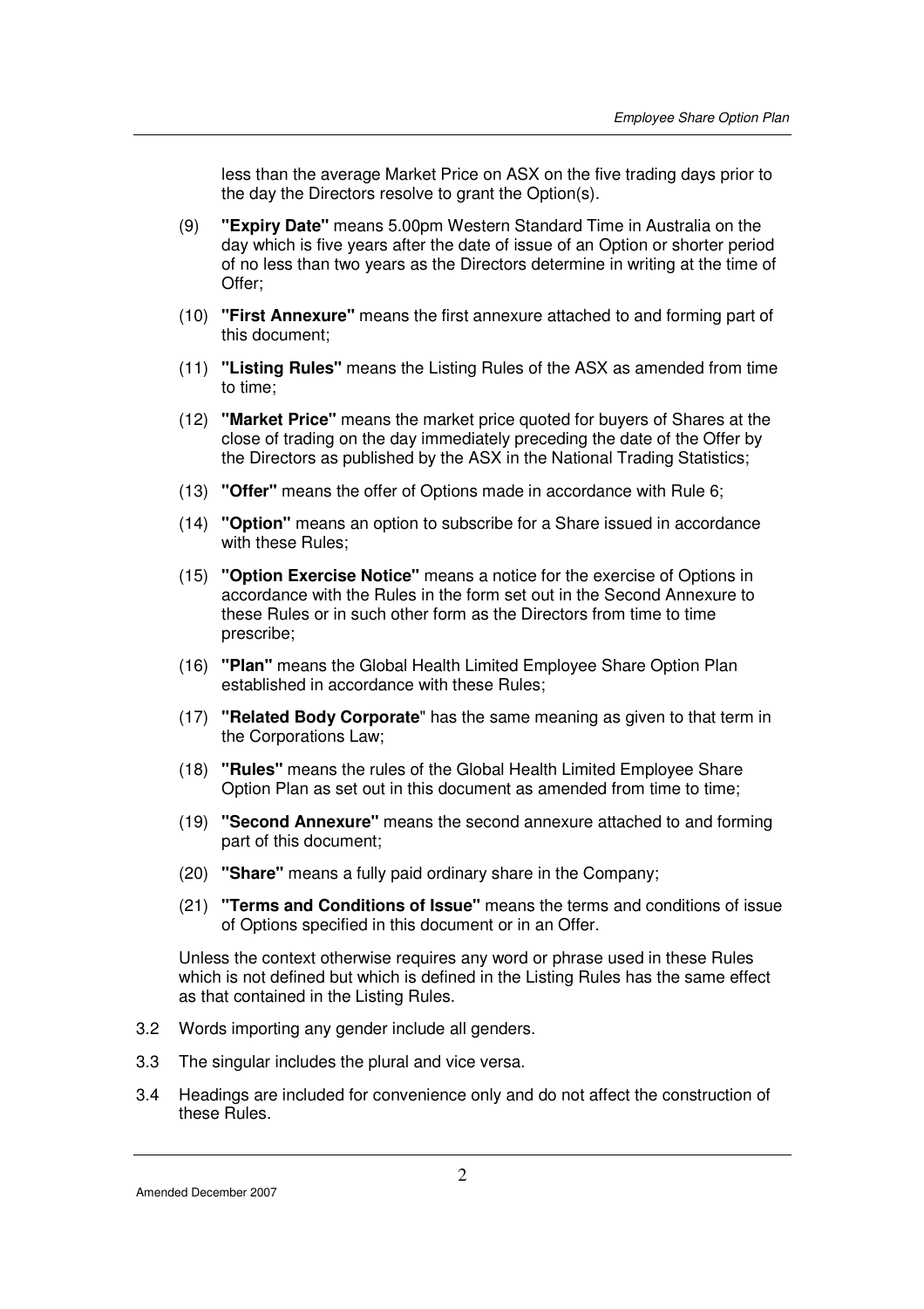less than the average Market Price on ASX on the five trading days prior to the day the Directors resolve to grant the Option(s).

(9) **"Expiry Date"** means 5.00pm Western Standard Time in Australia on the day which is five years after the date of issue of an Option or shorter period of no less than two years as the Directors determine in writing at the time of Offer;

(10) **"First Annexure"** means the first annexure attached to and forming part of this document;

(11) **"Listing Rules"** means the Listing Rules of the ASX as amended from time to time;

(12) **"Market Price"** means the market price quoted for buyers of Shares at the close of trading on the day immediately preceding the date of the Offer by the Directors as published by the ASX in the National Trading Statistics;

(13) **"Offer"** means the offer of Options made in accordance with Rule 6;

(14) **"Option"** means an option to subscribe for a Share issued in accordance with these Rules;

(15) **"Option Exercise Notice"** means a notice for the exercise of Options in accordance with the Rules in the form set out in the Second Annexure to these Rules or in such other form as the Directors from time to time prescribe;

(16) **"Plan"** means the Global Health Limited Employee Share Option Plan established in accordance with these Rules;

(17) **"Related Body Corporate"** has the same meaning as given to that term in the Corporations Law;

(18) **"Rules"** means the rules of the Global Health Limited Employee Share Option Plan as set out in this document as amended from time to time;

(19) **"Second Annexure"** means the second annexure attached to and forming part of this document;

(20) **"Share"** means a fully paid ordinary share in the Company;

(21) **"Terms and Conditions of Issue"** means the terms and conditions of issue of Options specified in this document or in an Offer.

Unless the context otherwise requires any word or phrase used in these Rules which is not defined but which is defined in the Listing Rules has the same effect as that contained in the Listing Rules.

3.2 Words importing any gender include all genders.

3.3 The singular includes the plural and vice versa.

3.4 Headings are included for convenience only and do not affect the construction of these Rules.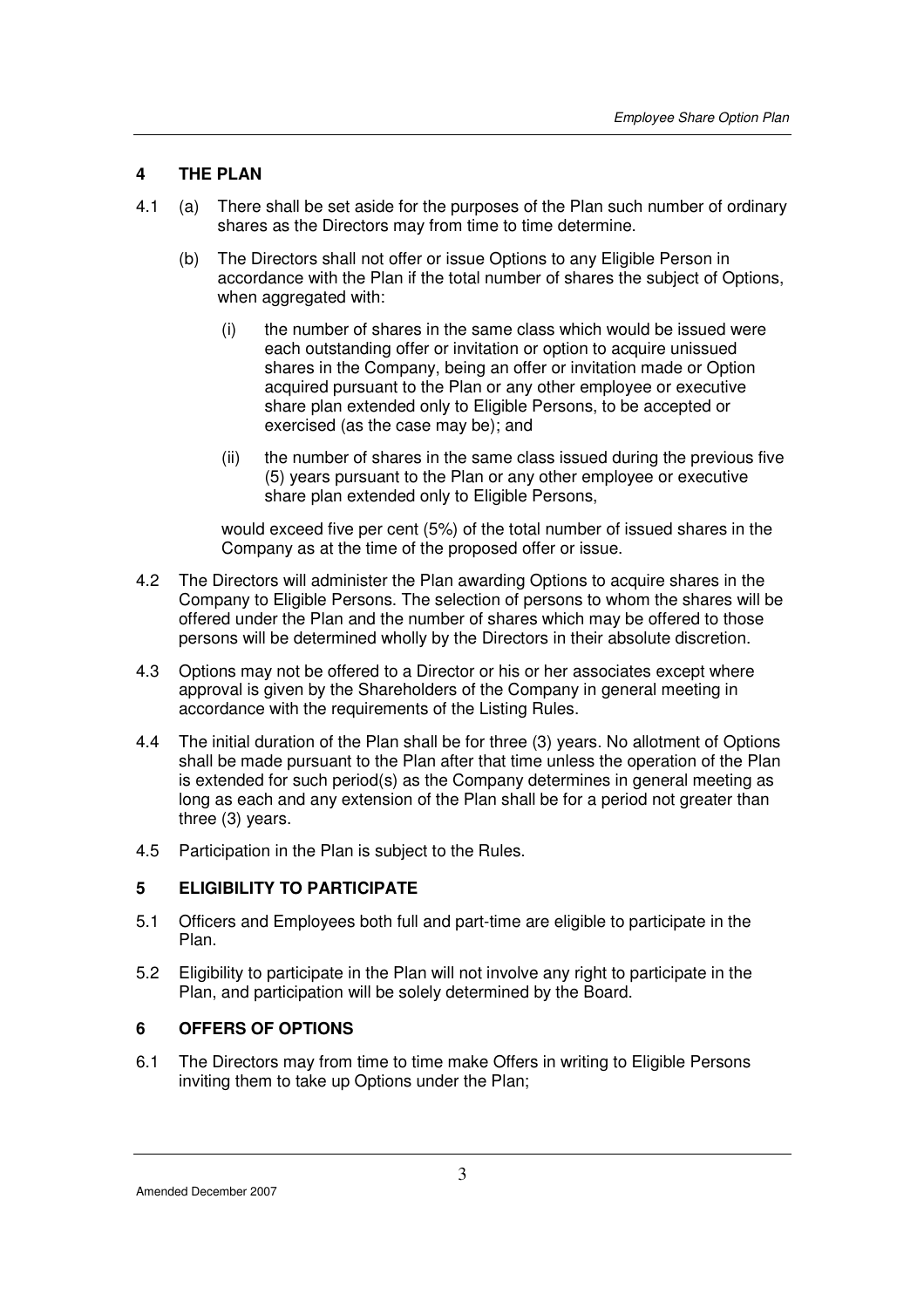## 4 THE PLAN

4.1 (a) There shall be set aside for the purposes of the Plan such number of ordinary shares as the Directors may from time to time determine.

(b) The Directors shall not offer or issue Options to any Eligible Person in accordance with the Plan if the total number of shares the subject of Options, when aggregated with:

(i) the number of shares in the same class which would be issued were each outstanding offer or invitation or option to acquire unissued shares in the Company, being an offer or invitation made or Option acquired pursuant to the Plan or any other employee or executive share plan extended only to Eligible Persons, to be accepted or exercised (as the case may be); and

(ii) the number of shares in the same class issued during the previous five (5) years pursuant to the Plan or any other employee or executive share plan extended only to Eligible Persons,

would exceed five per cent (5%) of the total number of issued shares in the Company as at the time of the proposed offer or issue.

4.2 The Directors will administer the Plan awarding Options to acquire shares in the Company to Eligible Persons. The selection of persons to whom the shares will be offered under the Plan and the number of shares which may be offered to those persons will be determined wholly by the Directors in their absolute discretion.

4.3 Options may not be offered to a Director or his or her associates except where approval is given by the Shareholders of the Company in general meeting in accordance with the requirements of the Listing Rules.

4.4 The initial duration of the Plan shall be for three (3) years. No allotment of Options shall be made pursuant to the Plan after that time unless the operation of the Plan is extended for such period(s) as the Company determines in general meeting as long as each and any extension of the Plan shall be for a period not greater than three (3) years.

4.5 Participation in the Plan is subject to the Rules.

## 5 ELIGIBILITY TO PARTICIPATE

5.1 Officers and Employees both full and part-time are eligible to participate in the Plan.

5.2 Eligibility to participate in the Plan will not involve any right to participate in the Plan, and participation will be solely determined by the Board.

## 6 OFFERS OF OPTIONS

6.1 The Directors may from time to time make Offers in writing to Eligible Persons inviting them to take up Options under the Plan;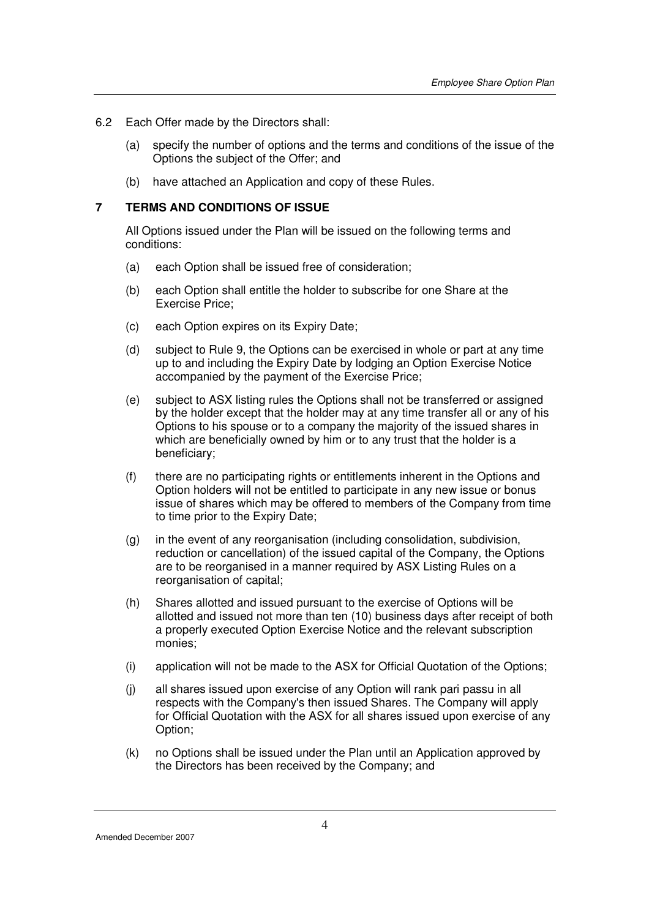6.2 Each Offer made by the Directors shall:

(a) specify the number of options and the terms and conditions of the issue of the Options the subject of the Offer; and

(b) have attached an Application and copy of these Rules.

## 7 TERMS AND CONDITIONS OF ISSUE

All Options issued under the Plan will be issued on the following terms and conditions:

(a) each Option shall be issued free of consideration;

(b) each Option shall entitle the holder to subscribe for one Share at the Exercise Price;

(c) each Option expires on its Expiry Date;

(d) subject to Rule 9, the Options can be exercised in whole or part at any time up to and including the Expiry Date by lodging an Option Exercise Notice accompanied by the payment of the Exercise Price;

(e) subject to ASX listing rules the Options shall not be transferred or assigned by the holder except that the holder may at any time transfer all or any of his Options to his spouse or to a company the majority of the issued shares in which are beneficially owned by him or to any trust that the holder is a beneficiary;

(f) there are no participating rights or entitlements inherent in the Options and Option holders will not be entitled to participate in any new issue or bonus issue of shares which may be offered to members of the Company from time to time prior to the Expiry Date;

(g) in the event of any reorganisation (including consolidation, subdivision, reduction or cancellation) of the issued capital of the Company, the Options are to be reorganised in a manner required by ASX Listing Rules on a reorganisation of capital;

(h) Shares allotted and issued pursuant to the exercise of Options will be allotted and issued not more than ten (10) business days after receipt of both a properly executed Option Exercise Notice and the relevant subscription monies;

(i) application will not be made to the ASX for Official Quotation of the Options;

(j) all shares issued upon exercise of any Option will rank pari passu in all respects with the Company's then issued Shares. The Company will apply for Official Quotation with the ASX for all shares issued upon exercise of any Option;

(k) no Options shall be issued under the Plan until an Application approved by the Directors has been received by the Company; and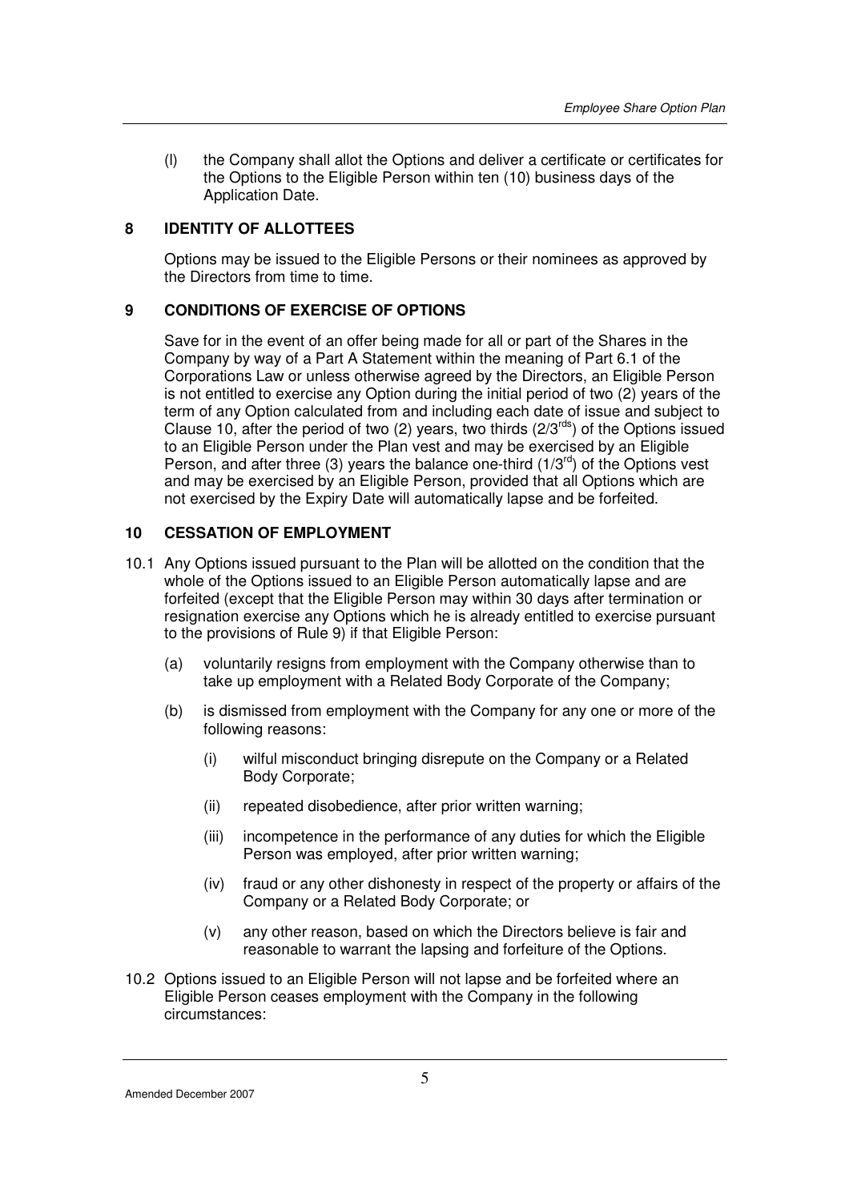(l) the Company shall allot the Options and deliver a certificate or certificates for the Options to the Eligible Person within ten (10) business days of the Application Date.

## 8 IDENTITY OF ALLOTTEES

Options may be issued to the Eligible Persons or their nominees as approved by the Directors from time to time.

## 9 CONDITIONS OF EXERCISE OF OPTIONS

Save for in the event of an offer being made for all or part of the Shares in the Company by way of a Part A Statement within the meaning of Part 6.1 of the Corporations Law or unless otherwise agreed by the Directors, an Eligible Person is not entitled to exercise any Option during the initial period of two (2) years of the term of any Option calculated from and including each date of issue and subject to Clause 10, after the period of two (2) years, two thirds (2/3rds) of the Options issued to an Eligible Person under the Plan vest and may be exercised by an Eligible Person, and after three (3) years the balance one-third (1/3rd) of the Options vest and may be exercised by an Eligible Person, provided that all Options which are not exercised by the Expiry Date will automatically lapse and be forfeited.

## 10 CESSATION OF EMPLOYMENT

10.1 Any Options issued pursuant to the Plan will be allotted on the condition that the whole of the Options issued to an Eligible Person automatically lapse and are forfeited (except that the Eligible Person may within 30 days after termination or resignation exercise any Options which he is already entitled to exercise pursuant to the provisions of Rule 9) if that Eligible Person:

- (a) voluntarily resigns from employment with the Company otherwise than to take up employment with a Related Body Corporate of the Company;
- (b) is dismissed from employment with the Company for any one or more of the following reasons:
  - (i) wilful misconduct bringing disrepute on the Company or a Related Body Corporate;
  - (ii) repeated disobedience, after prior written warning;
  - (iii) incompetence in the performance of any duties for which the Eligible Person was employed, after prior written warning;
  - (iv) fraud or any other dishonesty in respect of the property or affairs of the Company or a Related Body Corporate; or
  - (v) any other reason, based on which the Directors believe is fair and reasonable to warrant the lapsing and forfeiture of the Options.

10.2 Options issued to an Eligible Person will not lapse and be forfeited where an Eligible Person ceases employment with the Company in the following circumstances: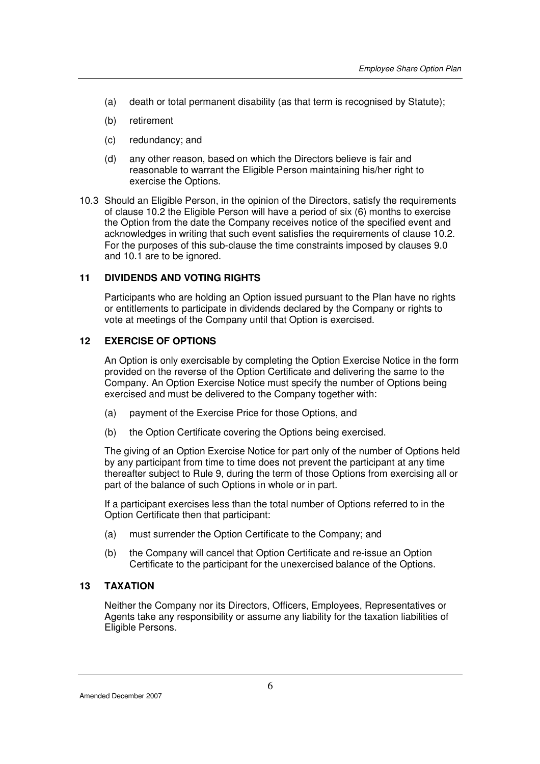(a) death or total permanent disability (as that term is recognised by Statute);

(b) retirement

(c) redundancy; and

(d) any other reason, based on which the Directors believe is fair and reasonable to warrant the Eligible Person maintaining his/her right to exercise the Options.

10.3 Should an Eligible Person, in the opinion of the Directors, satisfy the requirements of clause 10.2 the Eligible Person will have a period of six (6) months to exercise the Option from the date the Company receives notice of the specified event and acknowledges in writing that such event satisfies the requirements of clause 10.2. For the purposes of this sub-clause the time constraints imposed by clauses 9.0 and 10.1 are to be ignored.

## 11 DIVIDENDS AND VOTING RIGHTS

Participants who are holding an Option issued pursuant to the Plan have no rights or entitlements to participate in dividends declared by the Company or rights to vote at meetings of the Company until that Option is exercised.

## 12 EXERCISE OF OPTIONS

An Option is only exercisable by completing the Option Exercise Notice in the form provided on the reverse of the Option Certificate and delivering the same to the Company. An Option Exercise Notice must specify the number of Options being exercised and must be delivered to the Company together with:

(a) payment of the Exercise Price for those Options, and

(b) the Option Certificate covering the Options being exercised.

The giving of an Option Exercise Notice for part only of the number of Options held by any participant from time to time does not prevent the participant at any time thereafter subject to Rule 9, during the term of those Options from exercising all or part of the balance of such Options in whole or in part.

If a participant exercises less than the total number of Options referred to in the Option Certificate then that participant:

(a) must surrender the Option Certificate to the Company; and

(b) the Company will cancel that Option Certificate and re-issue an Option Certificate to the participant for the unexercised balance of the Options.

## 13 TAXATION

Neither the Company nor its Directors, Officers, Employees, Representatives or Agents take any responsibility or assume any liability for the taxation liabilities of Eligible Persons.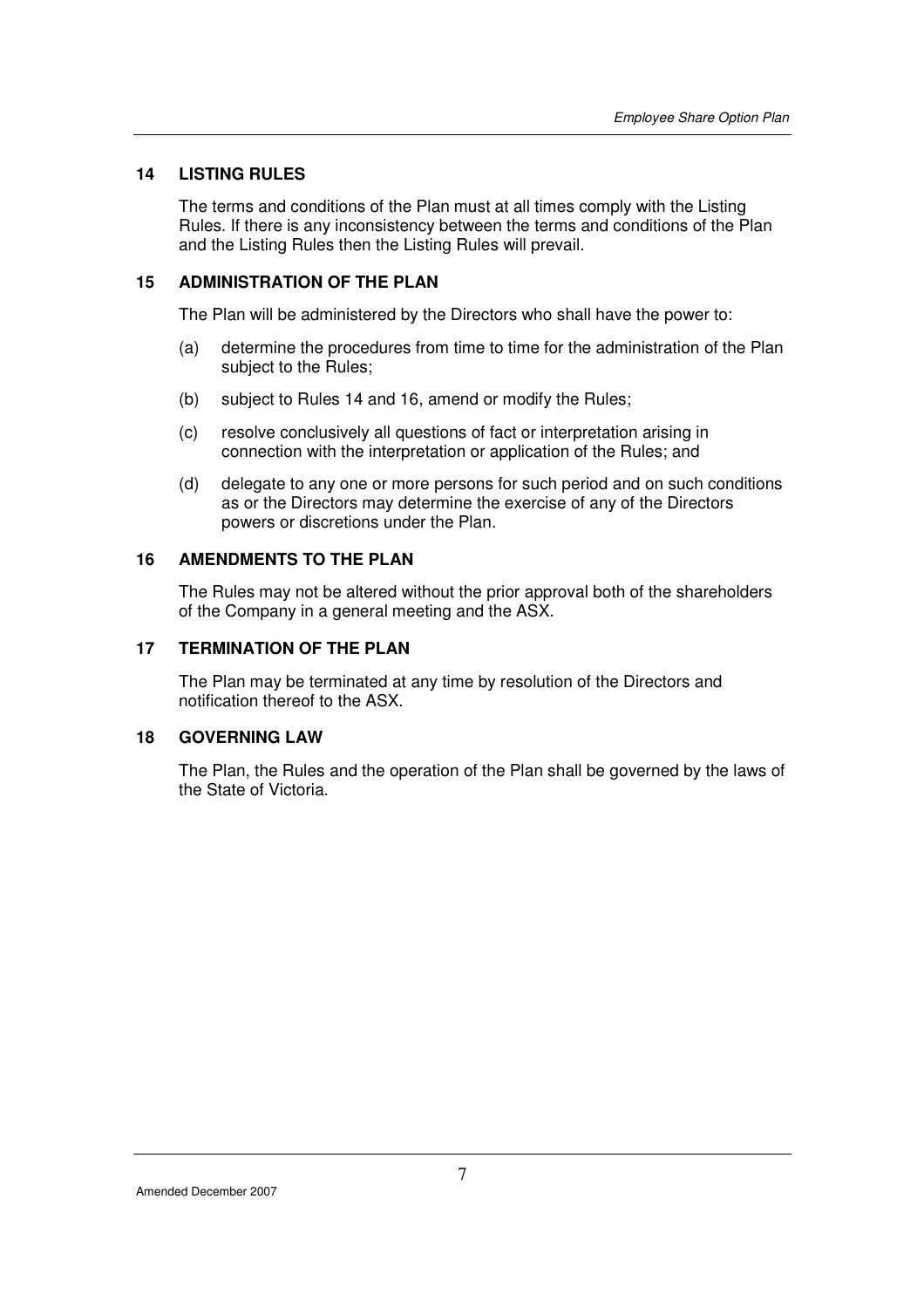## 14 LISTING RULES

The terms and conditions of the Plan must at all times comply with the Listing Rules. If there is any inconsistency between the terms and conditions of the Plan and the Listing Rules then the Listing Rules will prevail.

## 15 ADMINISTRATION OF THE PLAN

The Plan will be administered by the Directors who shall have the power to:

(a) determine the procedures from time to time for the administration of the Plan subject to the Rules;

(b) subject to Rules 14 and 16, amend or modify the Rules;

(c) resolve conclusively all questions of fact or interpretation arising in connection with the interpretation or application of the Rules; and

(d) delegate to any one or more persons for such period and on such conditions as or the Directors may determine the exercise of any of the Directors powers or discretions under the Plan.

## 16 AMENDMENTS TO THE PLAN

The Rules may not be altered without the prior approval both of the shareholders of the Company in a general meeting and the ASX.

## 17 TERMINATION OF THE PLAN

The Plan may be terminated at any time by resolution of the Directors and notification thereof to the ASX.

## 18 GOVERNING LAW

The Plan, the Rules and the operation of the Plan shall be governed by the laws of the State of Victoria.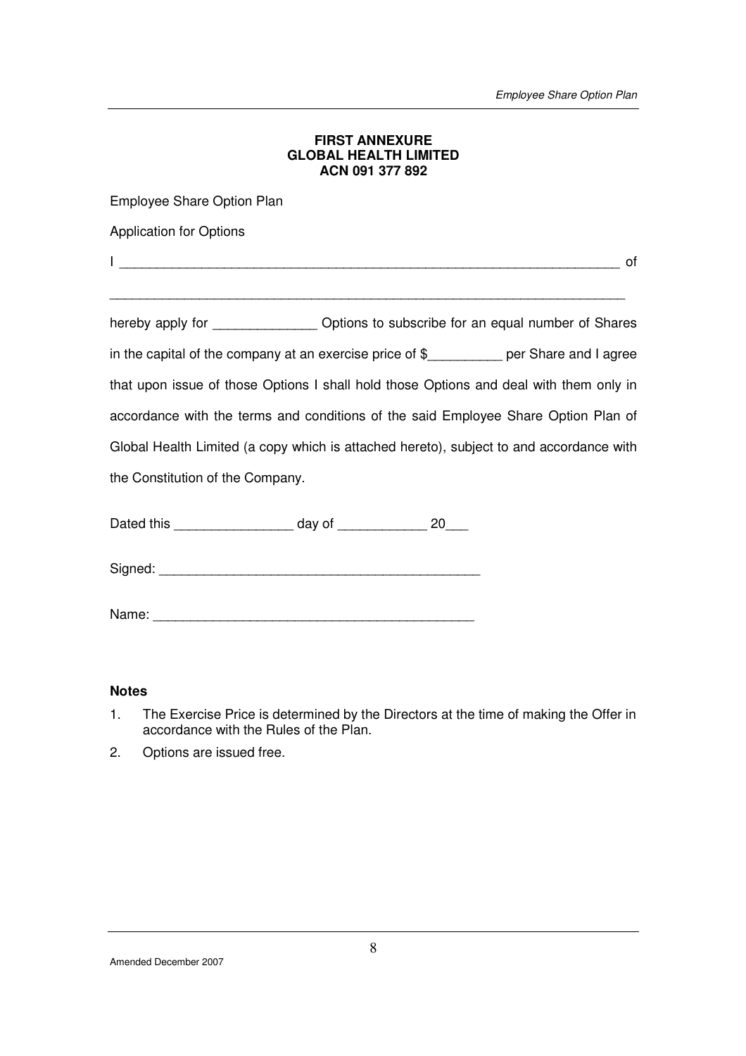**FIRST ANNEXURE**
**GLOBAL HEALTH LIMITED**
**ACN 091 377 892**

Employee Share Option Plan

Application for Options

I _____________________________________________________________________ of

_______________________________________________________________________

hereby apply for ______________ Options to subscribe for an equal number of Shares in the capital of the company at an exercise price of $__________ per Share and I agree that upon issue of those Options I shall hold those Options and deal with them only in accordance with the terms and conditions of the said Employee Share Option Plan of Global Health Limited (a copy which is attached hereto), subject to and accordance with the Constitution of the Company.

Dated this ________________ day of ____________ 20___

Signed: ____________________________________________

Name: ____________________________________________

**Notes**

1. The Exercise Price is determined by the Directors at the time of making the Offer in accordance with the Rules of the Plan.
2. Options are issued free.

Amended December 2007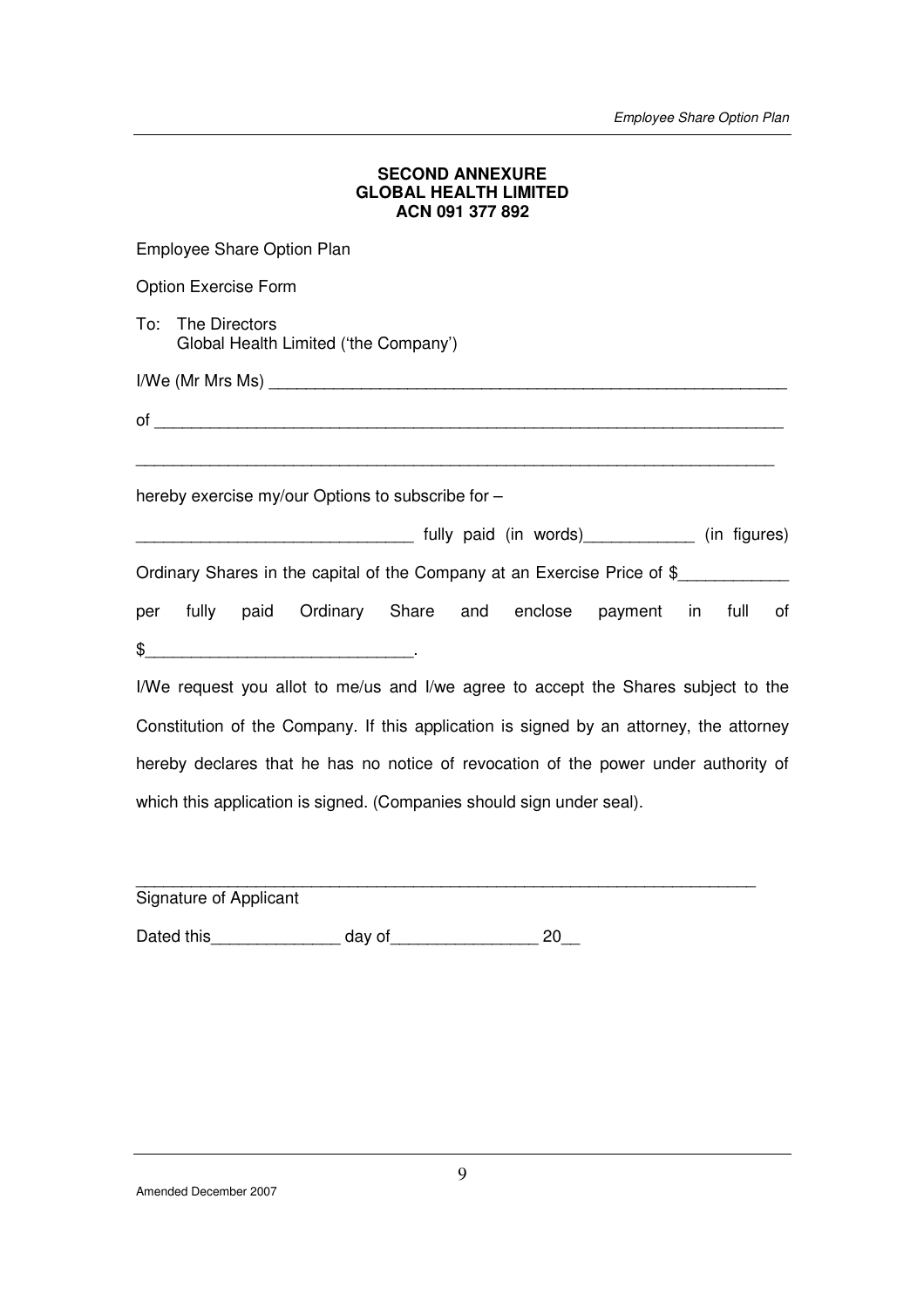**SECOND ANNEXURE**
**GLOBAL HEALTH LIMITED**
**ACN 091 377 892**

Employee Share Option Plan

Option Exercise Form

To: The Directors
Global Health Limited ('the Company')

I/We (Mr Mrs Ms) ____________________________________________________________

of ______________________________________________________________________

______________________________________________________________________

hereby exercise my/our Options to subscribe for –

______________________________ fully paid (in words)____________ (in figures)

Ordinary Shares in the capital of the Company at an Exercise Price of $____________ per fully paid Ordinary Share and enclose payment in full of $____________________________.

I/We request you allot to me/us and I/we agree to accept the Shares subject to the Constitution of the Company. If this application is signed by an attorney, the attorney hereby declares that he has no notice of revocation of the power under authority of which this application is signed. (Companies should sign under seal).

______________________________________________________________________
Signature of Applicant

Dated this______________ day of________________ 20__

Amended December 2007